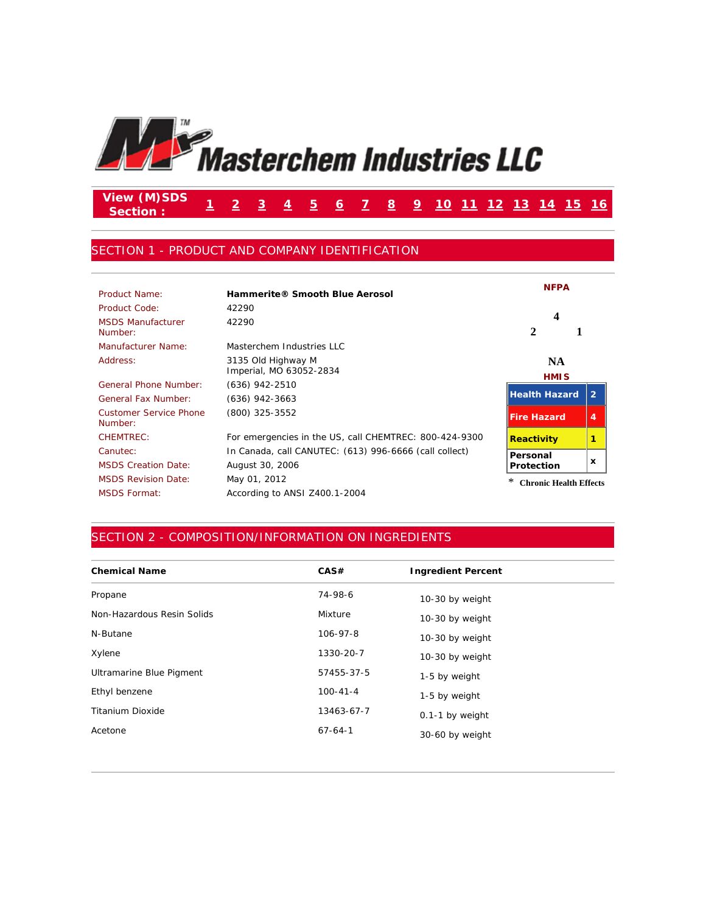# Masterchem Industries LLC

View (M)SDS Section : 1 2 3 4 5 6 7 8 9 10 11 12 13 14 15 16

## SECTION 1 - PRODUCT AND COMPANY IDENTIFICATION

| | |
|---|---|
| Product Name: | **Hammerite® Smooth Blue Aerosol** |
| Product Code: | 42290 |
| MSDS Manufacturer Number: | 42290 |
| Manufacturer Name: | Masterchem Industries LLC |
| Address: | 3135 Old Highway M<br>Imperial, MO 63052-2834 |
| General Phone Number: | (636) 942-2510 |
| General Fax Number: | (636) 942-3663 |
| Customer Service Phone Number: | (800) 325-3552 |
| CHEMTREC: | For emergencies in the US, call CHEMTREC: 800-424-9300 |
| Canutec: | In Canada, call CANUTEC: (613) 996-6666 (call collect) |
| MSDS Creation Date: | August 30, 2006 |
| MSDS Revision Date: | May 01, 2012 |
| MSDS Format: | According to ANSI Z400.1-2004 |

**NFPA**

Health: 2, Flammability: 4, Reactivity: 1, Special: NA

**HMIS**

| | |
|---|---|
| Health Hazard | 2 |
| Fire Hazard | 4 |
| Reactivity | 1 |
| Personal Protection | x |

* Chronic Health Effects

## SECTION 2 - COMPOSITION/INFORMATION ON INGREDIENTS

| Chemical Name | CAS# | Ingredient Percent |
|---|---|---|
| Propane | 74-98-6 | 10-30 by weight |
| Non-Hazardous Resin Solids | Mixture | 10-30 by weight |
| N-Butane | 106-97-8 | 10-30 by weight |
| Xylene | 1330-20-7 | 10-30 by weight |
| Ultramarine Blue Pigment | 57455-37-5 | 1-5 by weight |
| Ethyl benzene | 100-41-4 | 1-5 by weight |
| Titanium Dioxide | 13463-67-7 | 0.1-1 by weight |
| Acetone | 67-64-1 | 30-60 by weight |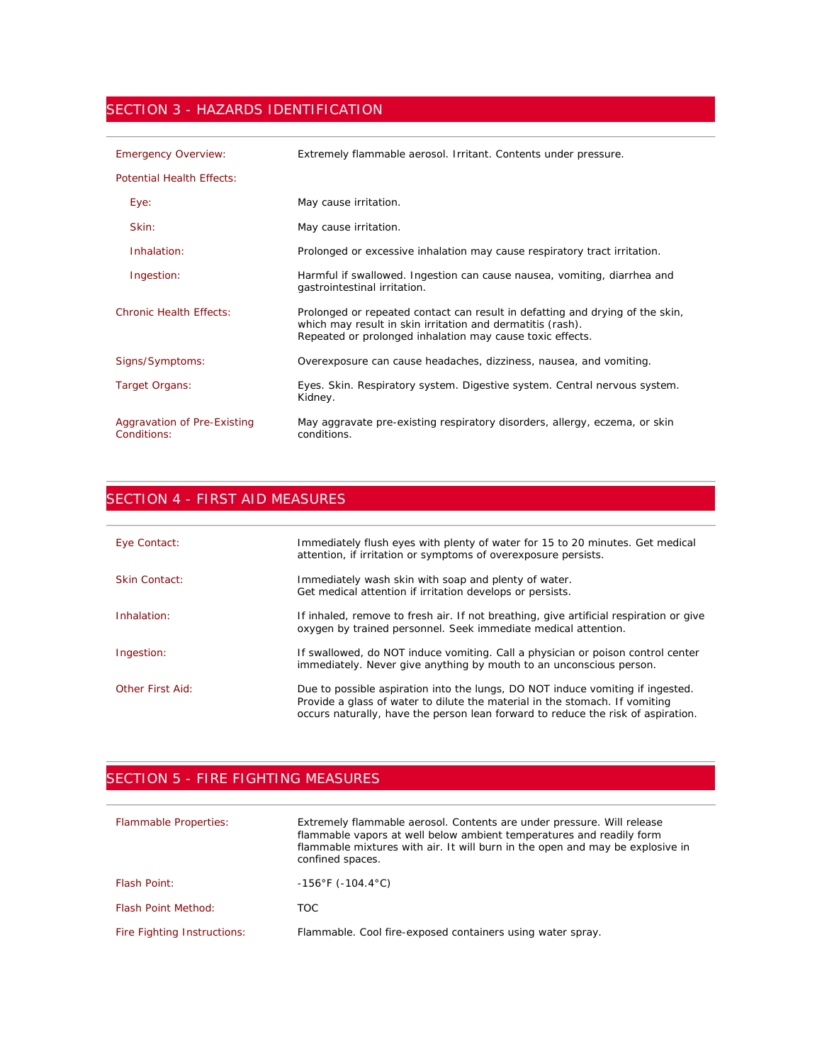## SECTION 3 - HAZARDS IDENTIFICATION

| | |
|---|---|
| Emergency Overview: | Extremely flammable aerosol. Irritant. Contents under pressure. |
| Potential Health Effects: | |
| Eye: | May cause irritation. |
| Skin: | May cause irritation. |
| Inhalation: | Prolonged or excessive inhalation may cause respiratory tract irritation. |
| Ingestion: | Harmful if swallowed. Ingestion can cause nausea, vomiting, diarrhea and gastrointestinal irritation. |
| Chronic Health Effects: | Prolonged or repeated contact can result in defatting and drying of the skin, which may result in skin irritation and dermatitis (rash).<br>Repeated or prolonged inhalation may cause toxic effects. |
| Signs/Symptoms: | Overexposure can cause headaches, dizziness, nausea, and vomiting. |
| Target Organs: | Eyes. Skin. Respiratory system. Digestive system. Central nervous system. Kidney. |
| Aggravation of Pre-Existing Conditions: | May aggravate pre-existing respiratory disorders, allergy, eczema, or skin conditions. |

## SECTION 4 - FIRST AID MEASURES

| | |
|---|---|
| Eye Contact: | Immediately flush eyes with plenty of water for 15 to 20 minutes. Get medical attention, if irritation or symptoms of overexposure persists. |
| Skin Contact: | Immediately wash skin with soap and plenty of water.<br>Get medical attention if irritation develops or persists. |
| Inhalation: | If inhaled, remove to fresh air. If not breathing, give artificial respiration or give oxygen by trained personnel. Seek immediate medical attention. |
| Ingestion: | If swallowed, do NOT induce vomiting. Call a physician or poison control center immediately. Never give anything by mouth to an unconscious person. |
| Other First Aid: | Due to possible aspiration into the lungs, DO NOT induce vomiting if ingested. Provide a glass of water to dilute the material in the stomach. If vomiting occurs naturally, have the person lean forward to reduce the risk of aspiration. |

## SECTION 5 - FIRE FIGHTING MEASURES

| | |
|---|---|
| Flammable Properties: | Extremely flammable aerosol. Contents are under pressure. Will release flammable vapors at well below ambient temperatures and readily form flammable mixtures with air. It will burn in the open and may be explosive in confined spaces. |
| Flash Point: | -156°F (-104.4°C) |
| Flash Point Method: | TOC |
| Fire Fighting Instructions: | Flammable. Cool fire-exposed containers using water spray. |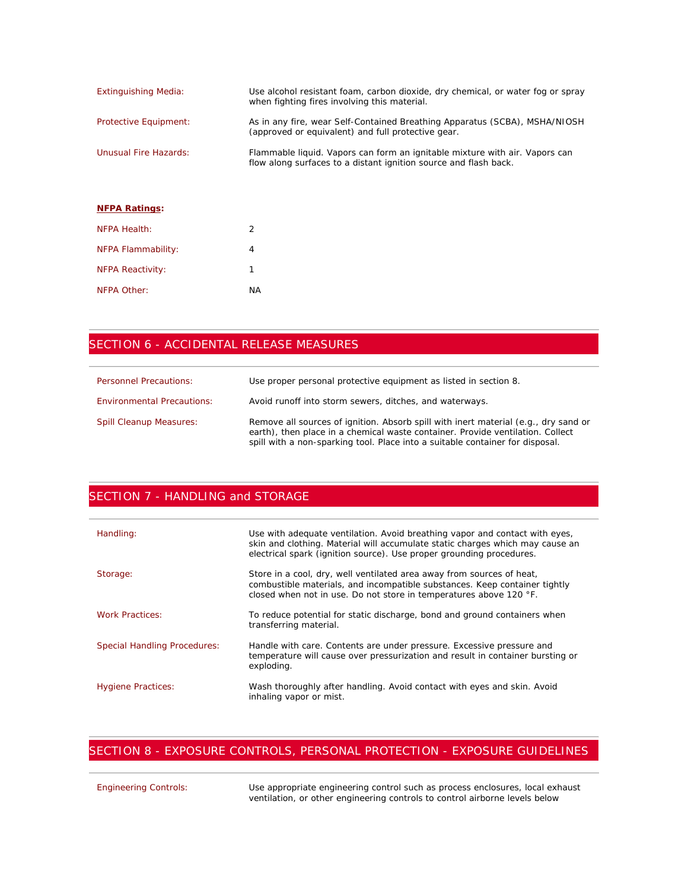| | |
|---|---|
| Extinguishing Media: | Use alcohol resistant foam, carbon dioxide, dry chemical, or water fog or spray when fighting fires involving this material. |
| Protective Equipment: | As in any fire, wear Self-Contained Breathing Apparatus (SCBA), MSHA/NIOSH (approved or equivalent) and full protective gear. |
| Unusual Fire Hazards: | Flammable liquid. Vapors can form an ignitable mixture with air. Vapors can flow along surfaces to a distant ignition source and flash back. |

**NFPA Ratings:**

| | |
|---|---|
| NFPA Health: | 2 |
| NFPA Flammability: | 4 |
| NFPA Reactivity: | 1 |
| NFPA Other: | NA |

## SECTION 6 - ACCIDENTAL RELEASE MEASURES

| | |
|---|---|
| Personnel Precautions: | Use proper personal protective equipment as listed in section 8. |
| Environmental Precautions: | Avoid runoff into storm sewers, ditches, and waterways. |
| Spill Cleanup Measures: | Remove all sources of ignition. Absorb spill with inert material (e.g., dry sand or earth), then place in a chemical waste container. Provide ventilation. Collect spill with a non-sparking tool. Place into a suitable container for disposal. |

## SECTION 7 - HANDLING and STORAGE

| | |
|---|---|
| Handling: | Use with adequate ventilation. Avoid breathing vapor and contact with eyes, skin and clothing. Material will accumulate static charges which may cause an electrical spark (ignition source). Use proper grounding procedures. |
| Storage: | Store in a cool, dry, well ventilated area away from sources of heat, combustible materials, and incompatible substances. Keep container tightly closed when not in use. Do not store in temperatures above 120 °F. |
| Work Practices: | To reduce potential for static discharge, bond and ground containers when transferring material. |
| Special Handling Procedures: | Handle with care. Contents are under pressure. Excessive pressure and temperature will cause over pressurization and result in container bursting or exploding. |
| Hygiene Practices: | Wash thoroughly after handling. Avoid contact with eyes and skin. Avoid inhaling vapor or mist. |

## SECTION 8 - EXPOSURE CONTROLS, PERSONAL PROTECTION - EXPOSURE GUIDELINES

| | |
|---|---|
| Engineering Controls: | Use appropriate engineering control such as process enclosures, local exhaust ventilation, or other engineering controls to control airborne levels below |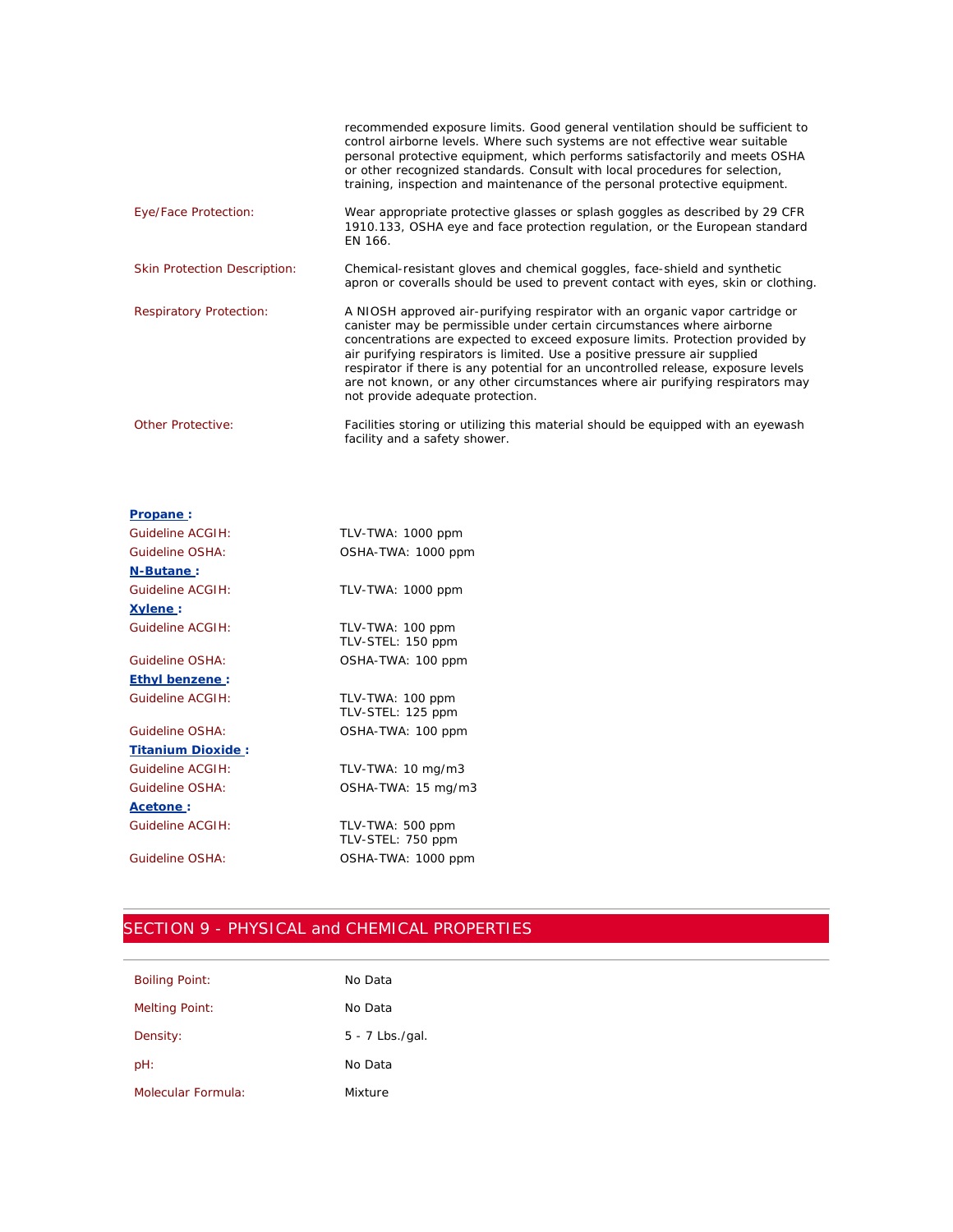recommended exposure limits. Good general ventilation should be sufficient to control airborne levels. Where such systems are not effective wear suitable personal protective equipment, which performs satisfactorily and meets OSHA or other recognized standards. Consult with local procedures for selection, training, inspection and maintenance of the personal protective equipment.

| | |
|---|---|
| Eye/Face Protection: | Wear appropriate protective glasses or splash goggles as described by 29 CFR 1910.133, OSHA eye and face protection regulation, or the European standard EN 166. |
| Skin Protection Description: | Chemical-resistant gloves and chemical goggles, face-shield and synthetic apron or coveralls should be used to prevent contact with eyes, skin or clothing. |
| Respiratory Protection: | A NIOSH approved air-purifying respirator with an organic vapor cartridge or canister may be permissible under certain circumstances where airborne concentrations are expected to exceed exposure limits. Protection provided by air purifying respirators is limited. Use a positive pressure air supplied respirator if there is any potential for an uncontrolled release, exposure levels are not known, or any other circumstances where air purifying respirators may not provide adequate protection. |
| Other Protective: | Facilities storing or utilizing this material should be equipped with an eyewash facility and a safety shower. |

**Propane :**

| | |
|---|---|
| Guideline ACGIH: | TLV-TWA: 1000 ppm |
| Guideline OSHA: | OSHA-TWA: 1000 ppm |

**N-Butane :**

| | |
|---|---|
| Guideline ACGIH: | TLV-TWA: 1000 ppm |

**Xylene :**

| | |
|---|---|
| Guideline ACGIH: | TLV-TWA: 100 ppm<br>TLV-STEL: 150 ppm |
| Guideline OSHA: | OSHA-TWA: 100 ppm |

**Ethyl benzene :**

| | |
|---|---|
| Guideline ACGIH: | TLV-TWA: 100 ppm<br>TLV-STEL: 125 ppm |
| Guideline OSHA: | OSHA-TWA: 100 ppm |

**Titanium Dioxide :**

| | |
|---|---|
| Guideline ACGIH: | TLV-TWA: 10 mg/m3 |
| Guideline OSHA: | OSHA-TWA: 15 mg/m3 |

**Acetone :**

| | |
|---|---|
| Guideline ACGIH: | TLV-TWA: 500 ppm<br>TLV-STEL: 750 ppm |
| Guideline OSHA: | OSHA-TWA: 1000 ppm |

## SECTION 9 - PHYSICAL and CHEMICAL PROPERTIES

| | |
|---|---|
| Boiling Point: | No Data |
| Melting Point: | No Data |
| Density: | 5 - 7 Lbs./gal. |
| pH: | No Data |
| Molecular Formula: | Mixture |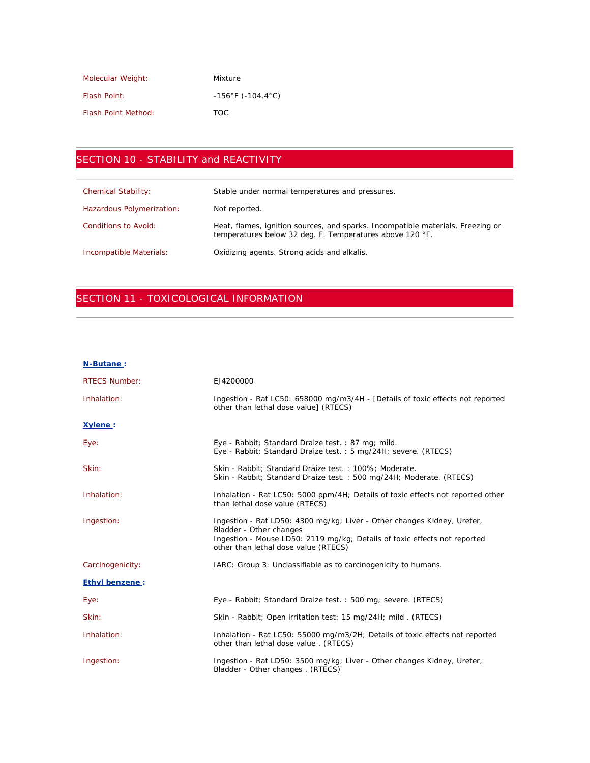| | |
|---|---|
| Molecular Weight: | Mixture |
| Flash Point: | -156°F (-104.4°C) |
| Flash Point Method: | TOC |

## SECTION 10 - STABILITY and REACTIVITY

| | |
|---|---|
| Chemical Stability: | Stable under normal temperatures and pressures. |
| Hazardous Polymerization: | Not reported. |
| Conditions to Avoid: | Heat, flames, ignition sources, and sparks. Incompatible materials. Freezing or temperatures below 32 deg. F. Temperatures above 120 °F. |
| Incompatible Materials: | Oxidizing agents. Strong acids and alkalis. |

## SECTION 11 - TOXICOLOGICAL INFORMATION

**N-Butane :**

| | |
|---|---|
| RTECS Number: | EJ4200000 |
| Inhalation: | Ingestion - Rat LC50: 658000 mg/m3/4H - [Details of toxic effects not reported other than lethal dose value] (RTECS) |

**Xylene :**

| | |
|---|---|
| Eye: | Eye - Rabbit; Standard Draize test. : 87 mg; mild.<br>Eye - Rabbit; Standard Draize test. : 5 mg/24H; severe. (RTECS) |
| Skin: | Skin - Rabbit; Standard Draize test. : 100%; Moderate.<br>Skin - Rabbit; Standard Draize test. : 500 mg/24H; Moderate. (RTECS) |
| Inhalation: | Inhalation - Rat LC50: 5000 ppm/4H; Details of toxic effects not reported other than lethal dose value (RTECS) |
| Ingestion: | Ingestion - Rat LD50: 4300 mg/kg; Liver - Other changes Kidney, Ureter, Bladder - Other changes<br>Ingestion - Mouse LD50: 2119 mg/kg; Details of toxic effects not reported other than lethal dose value (RTECS) |
| Carcinogenicity: | IARC: Group 3: Unclassifiable as to carcinogenicity to humans. |

**Ethyl benzene :**

| | |
|---|---|
| Eye: | Eye - Rabbit; Standard Draize test. : 500 mg; severe. (RTECS) |
| Skin: | Skin - Rabbit; Open irritation test: 15 mg/24H; mild . (RTECS) |
| Inhalation: | Inhalation - Rat LC50: 55000 mg/m3/2H; Details of toxic effects not reported other than lethal dose value . (RTECS) |
| Ingestion: | Ingestion - Rat LD50: 3500 mg/kg; Liver - Other changes Kidney, Ureter, Bladder - Other changes . (RTECS) |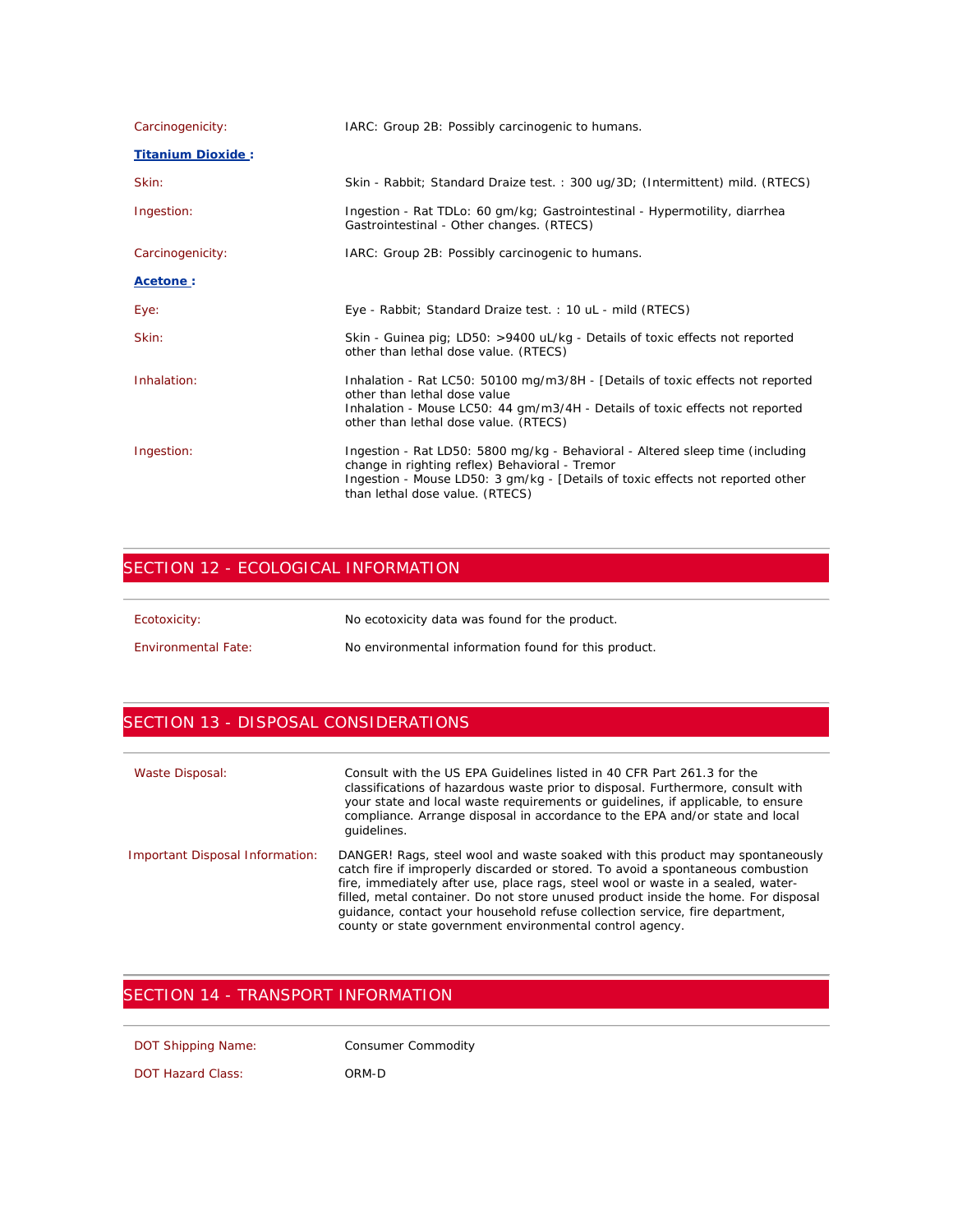Carcinogenicity: IARC: Group 2B: Possibly carcinogenic to humans.

**Titanium Dioxide :**

Skin: Skin - Rabbit; Standard Draize test. : 300 ug/3D; (Intermittent) mild. (RTECS)

Ingestion: Ingestion - Rat TDLo: 60 gm/kg; Gastrointestinal - Hypermotility, diarrhea Gastrointestinal - Other changes. (RTECS)

Carcinogenicity: IARC: Group 2B: Possibly carcinogenic to humans.

**Acetone :**

Eye: Eye - Rabbit; Standard Draize test. : 10 uL - mild (RTECS)

Skin: Skin - Guinea pig; LD50: >9400 uL/kg - Details of toxic effects not reported other than lethal dose value. (RTECS)

Inhalation: Inhalation - Rat LC50: 50100 mg/m3/8H - [Details of toxic effects not reported other than lethal dose value
Inhalation - Mouse LC50: 44 gm/m3/4H - Details of toxic effects not reported other than lethal dose value. (RTECS)

Ingestion: Ingestion - Rat LD50: 5800 mg/kg - Behavioral - Altered sleep time (including change in righting reflex) Behavioral - Tremor
Ingestion - Mouse LD50: 3 gm/kg - [Details of toxic effects not reported other than lethal dose value. (RTECS)

## SECTION 12 - ECOLOGICAL INFORMATION

Ecotoxicity: No ecotoxicity data was found for the product.

Environmental Fate: No environmental information found for this product.

## SECTION 13 - DISPOSAL CONSIDERATIONS

Waste Disposal: Consult with the US EPA Guidelines listed in 40 CFR Part 261.3 for the classifications of hazardous waste prior to disposal. Furthermore, consult with your state and local waste requirements or guidelines, if applicable, to ensure compliance. Arrange disposal in accordance to the EPA and/or state and local guidelines.

Important Disposal Information: DANGER! Rags, steel wool and waste soaked with this product may spontaneously catch fire if improperly discarded or stored. To avoid a spontaneous combustion fire, immediately after use, place rags, steel wool or waste in a sealed, water-filled, metal container. Do not store unused product inside the home. For disposal guidance, contact your household refuse collection service, fire department, county or state government environmental control agency.

## SECTION 14 - TRANSPORT INFORMATION

DOT Shipping Name: Consumer Commodity

DOT Hazard Class: ORM-D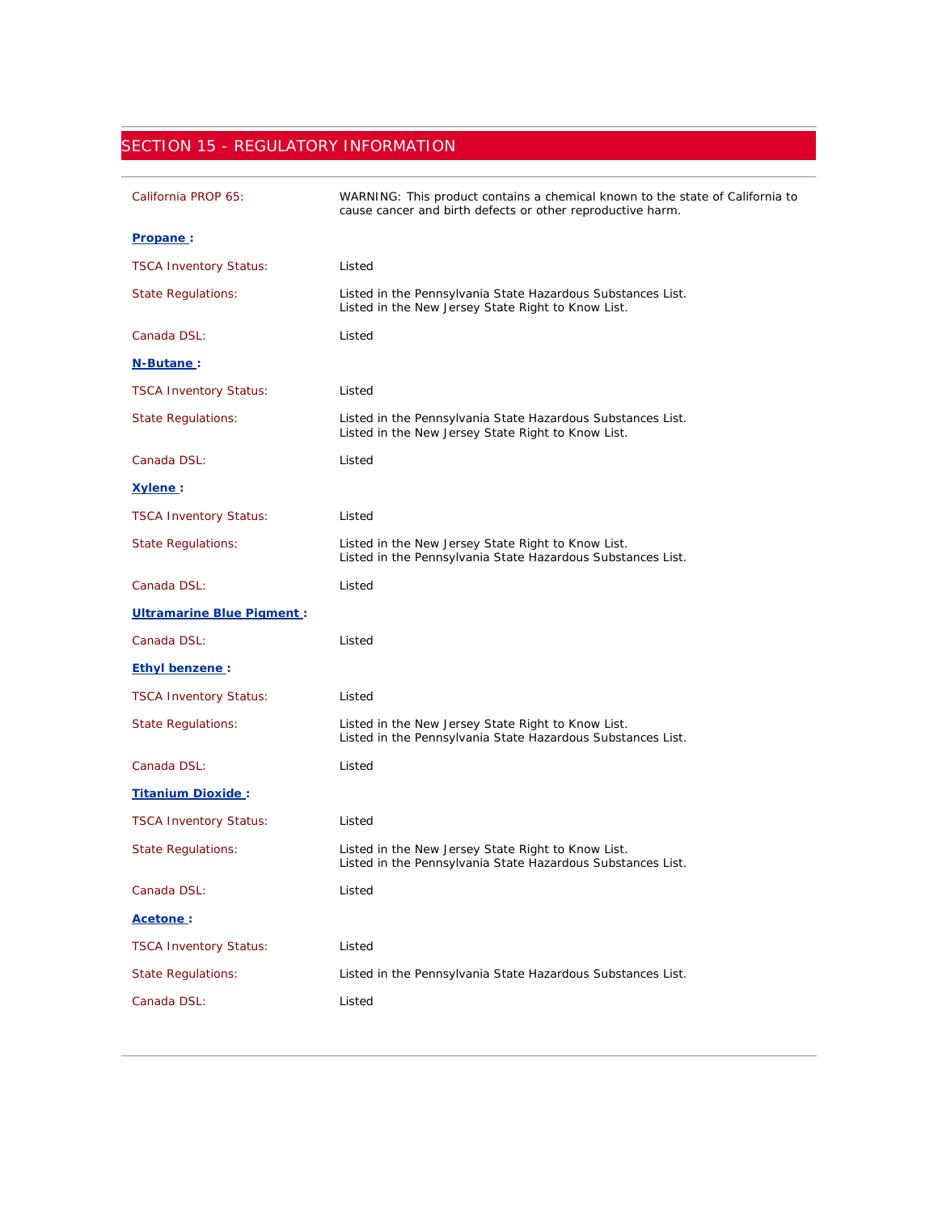## SECTION 15 - REGULATORY INFORMATION

California PROP 65: WARNING: This product contains a chemical known to the state of California to cause cancer and birth defects or other reproductive harm.

**Propane :**

TSCA Inventory Status: Listed

State Regulations: Listed in the Pennsylvania State Hazardous Substances List.
Listed in the New Jersey State Right to Know List.

Canada DSL: Listed

**N-Butane :**

TSCA Inventory Status: Listed

State Regulations: Listed in the Pennsylvania State Hazardous Substances List.
Listed in the New Jersey State Right to Know List.

Canada DSL: Listed

**Xylene :**

TSCA Inventory Status: Listed

State Regulations: Listed in the New Jersey State Right to Know List.
Listed in the Pennsylvania State Hazardous Substances List.

Canada DSL: Listed

**Ultramarine Blue Pigment :**

Canada DSL: Listed

**Ethyl benzene :**

TSCA Inventory Status: Listed

State Regulations: Listed in the New Jersey State Right to Know List.
Listed in the Pennsylvania State Hazardous Substances List.

Canada DSL: Listed

**Titanium Dioxide :**

TSCA Inventory Status: Listed

State Regulations: Listed in the New Jersey State Right to Know List.
Listed in the Pennsylvania State Hazardous Substances List.

Canada DSL: Listed

**Acetone :**

TSCA Inventory Status: Listed

State Regulations: Listed in the Pennsylvania State Hazardous Substances List.

Canada DSL: Listed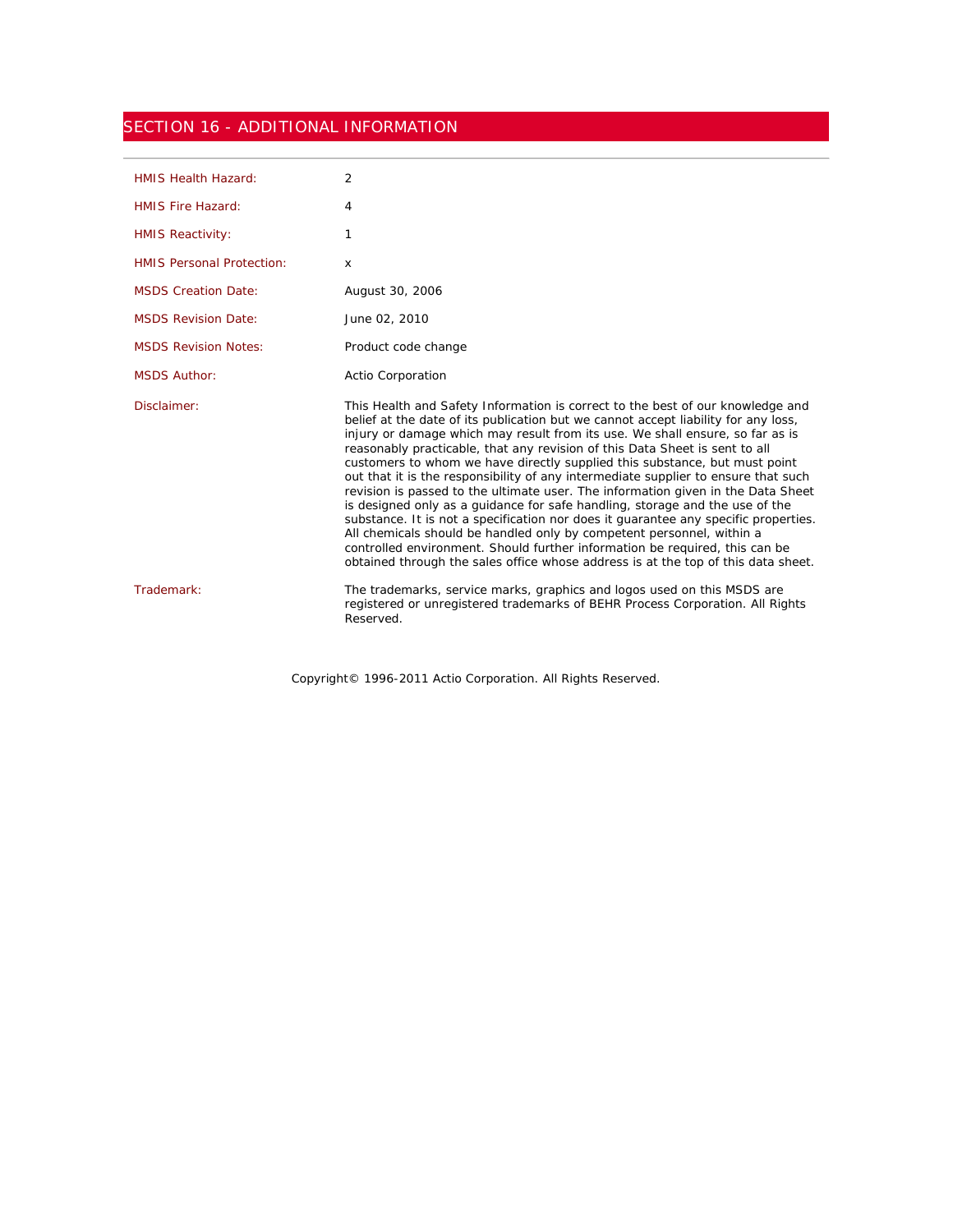## SECTION 16 - ADDITIONAL INFORMATION

| | |
|---|---|
| HMIS Health Hazard: | 2 |
| HMIS Fire Hazard: | 4 |
| HMIS Reactivity: | 1 |
| HMIS Personal Protection: | x |
| MSDS Creation Date: | August 30, 2006 |
| MSDS Revision Date: | June 02, 2010 |
| MSDS Revision Notes: | Product code change |
| MSDS Author: | Actio Corporation |
| Disclaimer: | This Health and Safety Information is correct to the best of our knowledge and belief at the date of its publication but we cannot accept liability for any loss, injury or damage which may result from its use. We shall ensure, so far as is reasonably practicable, that any revision of this Data Sheet is sent to all customers to whom we have directly supplied this substance, but must point out that it is the responsibility of any intermediate supplier to ensure that such revision is passed to the ultimate user. The information given in the Data Sheet is designed only as a guidance for safe handling, storage and the use of the substance. It is not a specification nor does it guarantee any specific properties. All chemicals should be handled only by competent personnel, within a controlled environment. Should further information be required, this can be obtained through the sales office whose address is at the top of this data sheet. |
| Trademark: | The trademarks, service marks, graphics and logos used on this MSDS are registered or unregistered trademarks of BEHR Process Corporation. All Rights Reserved. |

Copyright© 1996-2011 Actio Corporation. All Rights Reserved.